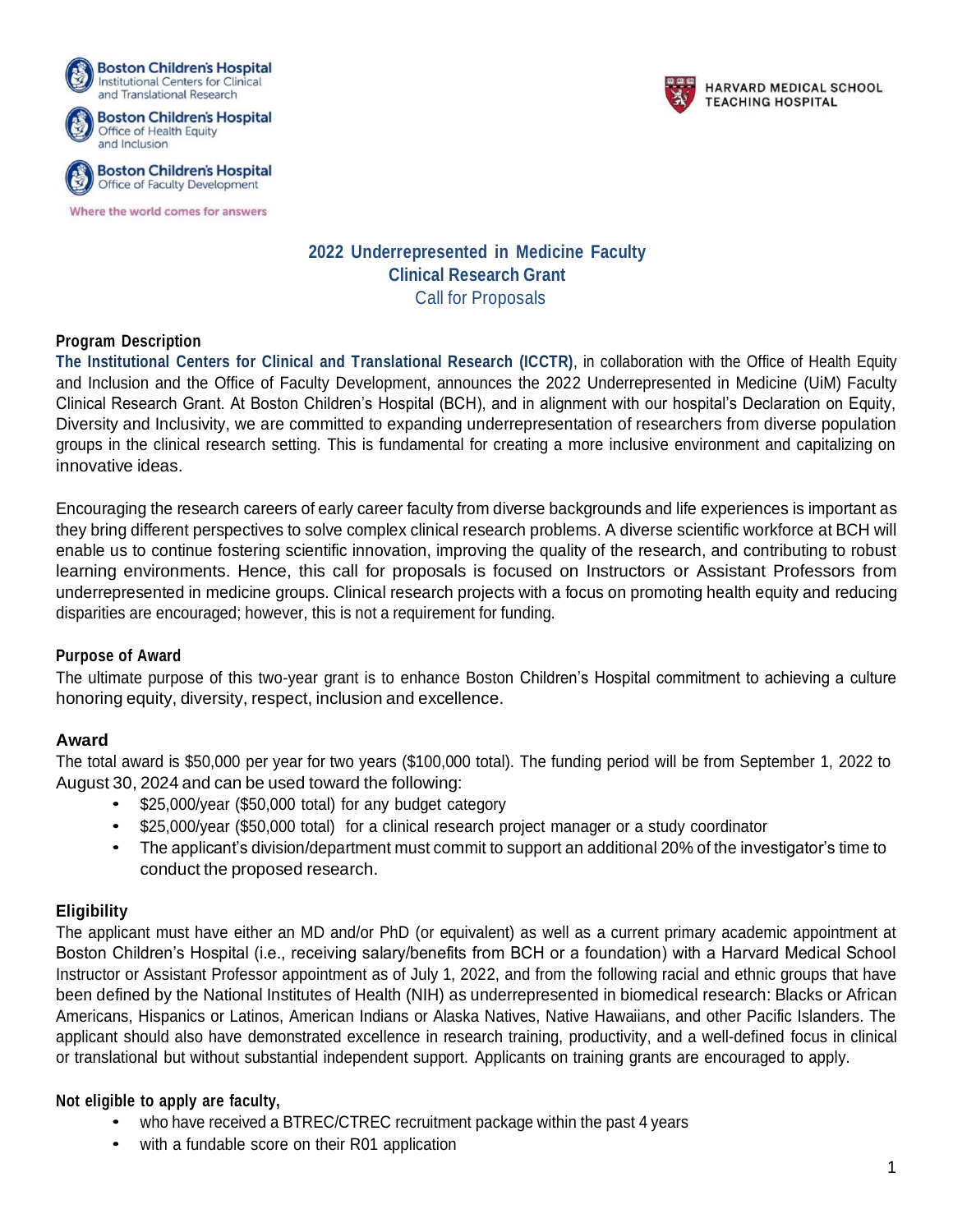Boston Children's Hospital
Institutional Centers for Clinical and Translational Research

Boston Children's Hospital
Office of Health Equity and Inclusion

Boston Children's Hospital
Office of Faculty Development

Where the world comes for answers

HARVARD MEDICAL SCHOOL
TEACHING HOSPITAL

# 2022 Underrepresented in Medicine Faculty Clinical Research Grant

Call for Proposals

## Program Description

**The Institutional Centers for Clinical and Translational Research (ICCTR)**, in collaboration with the Office of Health Equity and Inclusion and the Office of Faculty Development, announces the 2022 Underrepresented in Medicine (UiM) Faculty Clinical Research Grant. At Boston Children's Hospital (BCH), and in alignment with our hospital's Declaration on Equity, Diversity and Inclusivity, we are committed to expanding underrepresentation of researchers from diverse population groups in the clinical research setting. This is fundamental for creating a more inclusive environment and capitalizing on innovative ideas.

Encouraging the research careers of early career faculty from diverse backgrounds and life experiences is important as they bring different perspectives to solve complex clinical research problems. A diverse scientific workforce at BCH will enable us to continue fostering scientific innovation, improving the quality of the research, and contributing to robust learning environments. Hence, this call for proposals is focused on Instructors or Assistant Professors from underrepresented in medicine groups. Clinical research projects with a focus on promoting health equity and reducing disparities are encouraged; however, this is not a requirement for funding.

## Purpose of Award

The ultimate purpose of this two-year grant is to enhance Boston Children's Hospital commitment to achieving a culture honoring equity, diversity, respect, inclusion and excellence.

## Award

The total award is $50,000 per year for two years ($100,000 total). The funding period will be from September 1, 2022 to August 30, 2024 and can be used toward the following:

- $25,000/year ($50,000 total) for any budget category
- $25,000/year ($50,000 total) for a clinical research project manager or a study coordinator
- The applicant's division/department must commit to support an additional 20% of the investigator's time to conduct the proposed research.

## Eligibility

The applicant must have either an MD and/or PhD (or equivalent) as well as a current primary academic appointment at Boston Children's Hospital (i.e., receiving salary/benefits from BCH or a foundation) with a Harvard Medical School Instructor or Assistant Professor appointment as of July 1, 2022, and from the following racial and ethnic groups that have been defined by the National Institutes of Health (NIH) as underrepresented in biomedical research: Blacks or African Americans, Hispanics or Latinos, American Indians or Alaska Natives, Native Hawaiians, and other Pacific Islanders. The applicant should also have demonstrated excellence in research training, productivity, and a well-defined focus in clinical or translational but without substantial independent support. Applicants on training grants are encouraged to apply.

## Not eligible to apply are faculty,

- who have received a BTREC/CTREC recruitment package within the past 4 years
- with a fundable score on their R01 application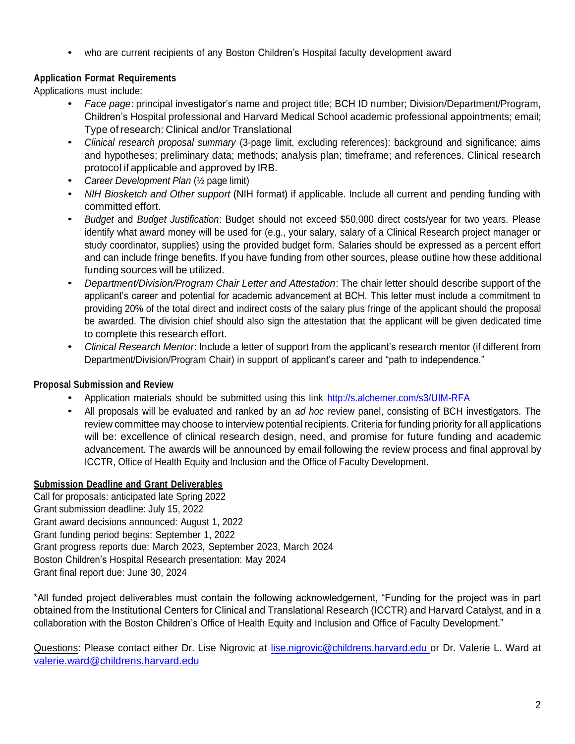- who are current recipients of any Boston Children's Hospital faculty development award

**Application Format Requirements**

Applications must include:

- *Face page*: principal investigator's name and project title; BCH ID number; Division/Department/Program, Children's Hospital professional and Harvard Medical School academic professional appointments; email; Type of research: Clinical and/or Translational
- *Clinical research proposal summary* (3-page limit, excluding references): background and significance; aims and hypotheses; preliminary data; methods; analysis plan; timeframe; and references. Clinical research protocol if applicable and approved by IRB.
- *Career Development Plan* (½ page limit)
- *NIH Biosketch and Other support* (NIH format) if applicable. Include all current and pending funding with committed effort.
- *Budget* and *Budget Justification*: Budget should not exceed $50,000 direct costs/year for two years. Please identify what award money will be used for (e.g., your salary, salary of a Clinical Research project manager or study coordinator, supplies) using the provided budget form. Salaries should be expressed as a percent effort and can include fringe benefits. If you have funding from other sources, please outline how these additional funding sources will be utilized.
- *Department/Division/Program Chair Letter and Attestation*: The chair letter should describe support of the applicant's career and potential for academic advancement at BCH. This letter must include a commitment to providing 20% of the total direct and indirect costs of the salary plus fringe of the applicant should the proposal be awarded. The division chief should also sign the attestation that the applicant will be given dedicated time to complete this research effort.
- *Clinical Research Mentor*: Include a letter of support from the applicant's research mentor (if different from Department/Division/Program Chair) in support of applicant's career and "path to independence."

**Proposal Submission and Review**

- Application materials should be submitted using this link http://s.alchemer.com/s3/UIM-RFA
- All proposals will be evaluated and ranked by an *ad hoc* review panel, consisting of BCH investigators. The review committee may choose to interview potential recipients. Criteria for funding priority for all applications will be: excellence of clinical research design, need, and promise for future funding and academic advancement. The awards will be announced by email following the review process and final approval by ICCTR, Office of Health Equity and Inclusion and the Office of Faculty Development.

**Submission Deadline and Grant Deliverables**

Call for proposals: anticipated late Spring 2022
Grant submission deadline: July 15, 2022
Grant award decisions announced: August 1, 2022
Grant funding period begins: September 1, 2022
Grant progress reports due: March 2023, September 2023, March 2024
Boston Children's Hospital Research presentation: May 2024
Grant final report due: June 30, 2024

*All funded project deliverables must contain the following acknowledgement, "Funding for the project was in part obtained from the Institutional Centers for Clinical and Translational Research (ICCTR) and Harvard Catalyst, and in a collaboration with the Boston Children's Office of Health Equity and Inclusion and Office of Faculty Development."

Questions: Please contact either Dr. Lise Nigrovic at lise.nigrovic@childrens.harvard.edu or Dr. Valerie L. Ward at valerie.ward@childrens.harvard.edu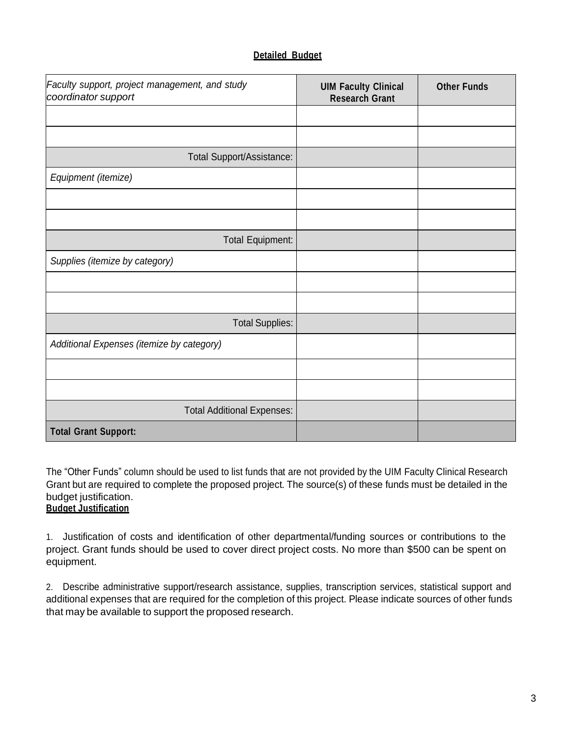**Detailed Budget**

| *Faculty support, project management, and study coordinator support* | **UIM Faculty Clinical Research Grant** | **Other Funds** |
|---|---|---|
| | | |
| | | |
| Total Support/Assistance: | | |
| *Equipment (itemize)* | | |
| | | |
| | | |
| Total Equipment: | | |
| *Supplies (itemize by category)* | | |
| | | |
| | | |
| Total Supplies: | | |
| *Additional Expenses (itemize by category)* | | |
| | | |
| | | |
| Total Additional Expenses: | | |
| **Total Grant Support:** | | |

The "Other Funds" column should be used to list funds that are not provided by the UIM Faculty Clinical Research Grant but are required to complete the proposed project. The source(s) of these funds must be detailed in the budget justification.

**Budget Justification**

1. Justification of costs and identification of other departmental/funding sources or contributions to the project. Grant funds should be used to cover direct project costs. No more than $500 can be spent on equipment.

2. Describe administrative support/research assistance, supplies, transcription services, statistical support and additional expenses that are required for the completion of this project. Please indicate sources of other funds that may be available to support the proposed research.